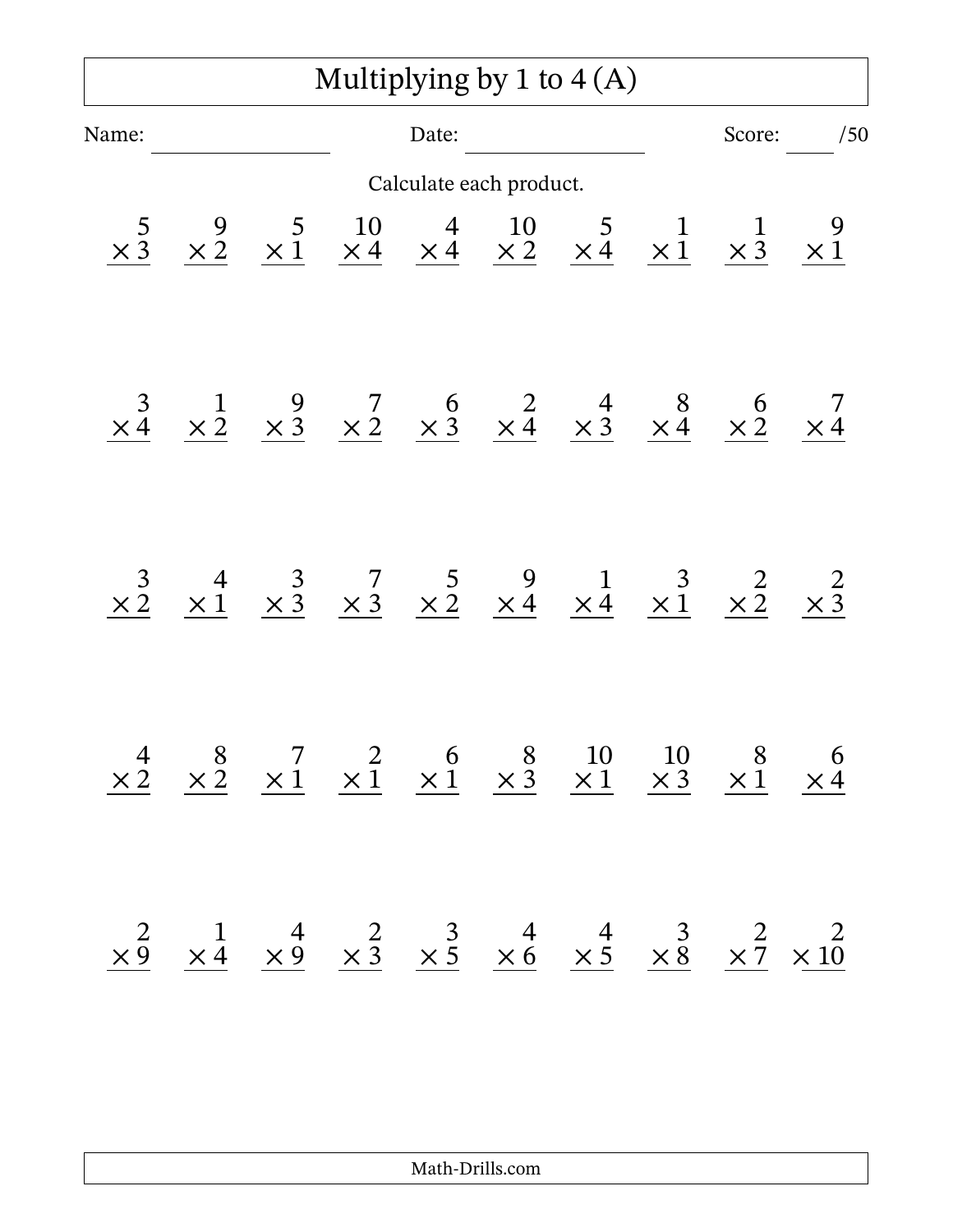# Multiplying by 1 to 4 (A)

Name: ______________ Date: ______________ Score: ____ /50

Calculate each product.

| | | | | | | | | | |
|---|---|---|---|---|---|---|---|---|---|
| $5 \times 3$ | $9 \times 2$ | $5 \times 1$ | $10 \times 4$ | $4 \times 4$ | $10 \times 2$ | $5 \times 4$ | $1 \times 1$ | $1 \times 3$ | $9 \times 1$ |
| $3 \times 4$ | $1 \times 2$ | $9 \times 3$ | $7 \times 2$ | $6 \times 3$ | $2 \times 4$ | $4 \times 3$ | $8 \times 4$ | $6 \times 2$ | $7 \times 4$ |
| $3 \times 2$ | $4 \times 1$ | $3 \times 3$ | $7 \times 3$ | $5 \times 2$ | $9 \times 4$ | $1 \times 4$ | $3 \times 1$ | $2 \times 2$ | $2 \times 3$ |
| $4 \times 2$ | $8 \times 2$ | $7 \times 1$ | $2 \times 1$ | $6 \times 1$ | $8 \times 3$ | $10 \times 1$ | $10 \times 3$ | $8 \times 1$ | $6 \times 4$ |
| $2 \times 9$ | $1 \times 4$ | $4 \times 9$ | $2 \times 3$ | $3 \times 5$ | $4 \times 6$ | $4 \times 5$ | $3 \times 8$ | $2 \times 7$ | $2 \times 10$ |

Math-Drills.com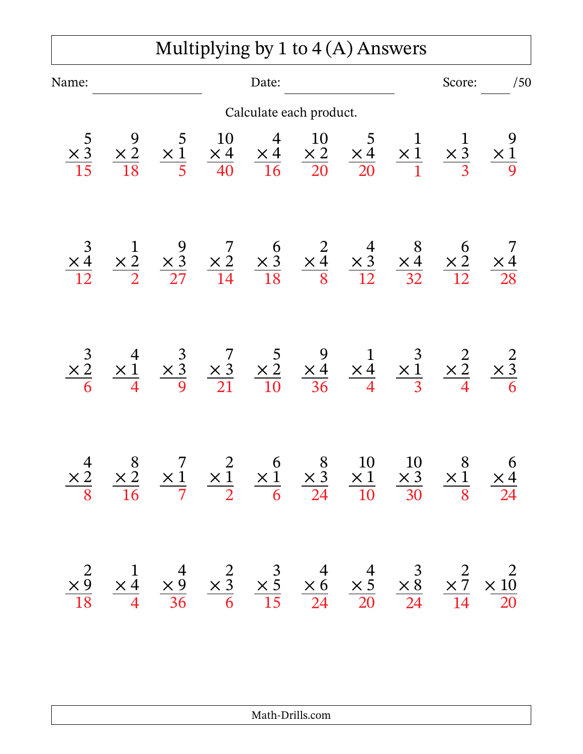# Multiplying by 1 to 4 (A) Answers

Name: ____________ Date: ____________ Score: ____ /50

Calculate each product.

| | | | | | | | | | |
|---|---|---|---|---|---|---|---|---|---|
| $5 \times 3 = 15$ | $9 \times 2 = 18$ | $5 \times 1 = 5$ | $10 \times 4 = 40$ | $4 \times 4 = 16$ | $10 \times 2 = 20$ | $5 \times 4 = 20$ | $1 \times 1 = 1$ | $1 \times 3 = 3$ | $9 \times 1 = 9$ |
| $3 \times 4 = 12$ | $1 \times 2 = 2$ | $9 \times 3 = 27$ | $7 \times 2 = 14$ | $6 \times 3 = 18$ | $2 \times 4 = 8$ | $4 \times 3 = 12$ | $8 \times 4 = 32$ | $6 \times 2 = 12$ | $7 \times 4 = 28$ |
| $3 \times 2 = 6$ | $4 \times 1 = 4$ | $3 \times 3 = 9$ | $7 \times 3 = 21$ | $5 \times 2 = 10$ | $9 \times 4 = 36$ | $1 \times 4 = 4$ | $3 \times 1 = 3$ | $2 \times 2 = 4$ | $2 \times 3 = 6$ |
| $4 \times 2 = 8$ | $8 \times 2 = 16$ | $7 \times 1 = 7$ | $2 \times 1 = 2$ | $6 \times 1 = 6$ | $8 \times 3 = 24$ | $10 \times 1 = 10$ | $10 \times 3 = 30$ | $8 \times 1 = 8$ | $6 \times 4 = 24$ |
| $2 \times 9 = 18$ | $1 \times 4 = 4$ | $4 \times 9 = 36$ | $2 \times 3 = 6$ | $3 \times 5 = 15$ | $4 \times 6 = 24$ | $4 \times 5 = 20$ | $3 \times 8 = 24$ | $2 \times 7 = 14$ | $2 \times 10 = 20$ |

Math-Drills.com